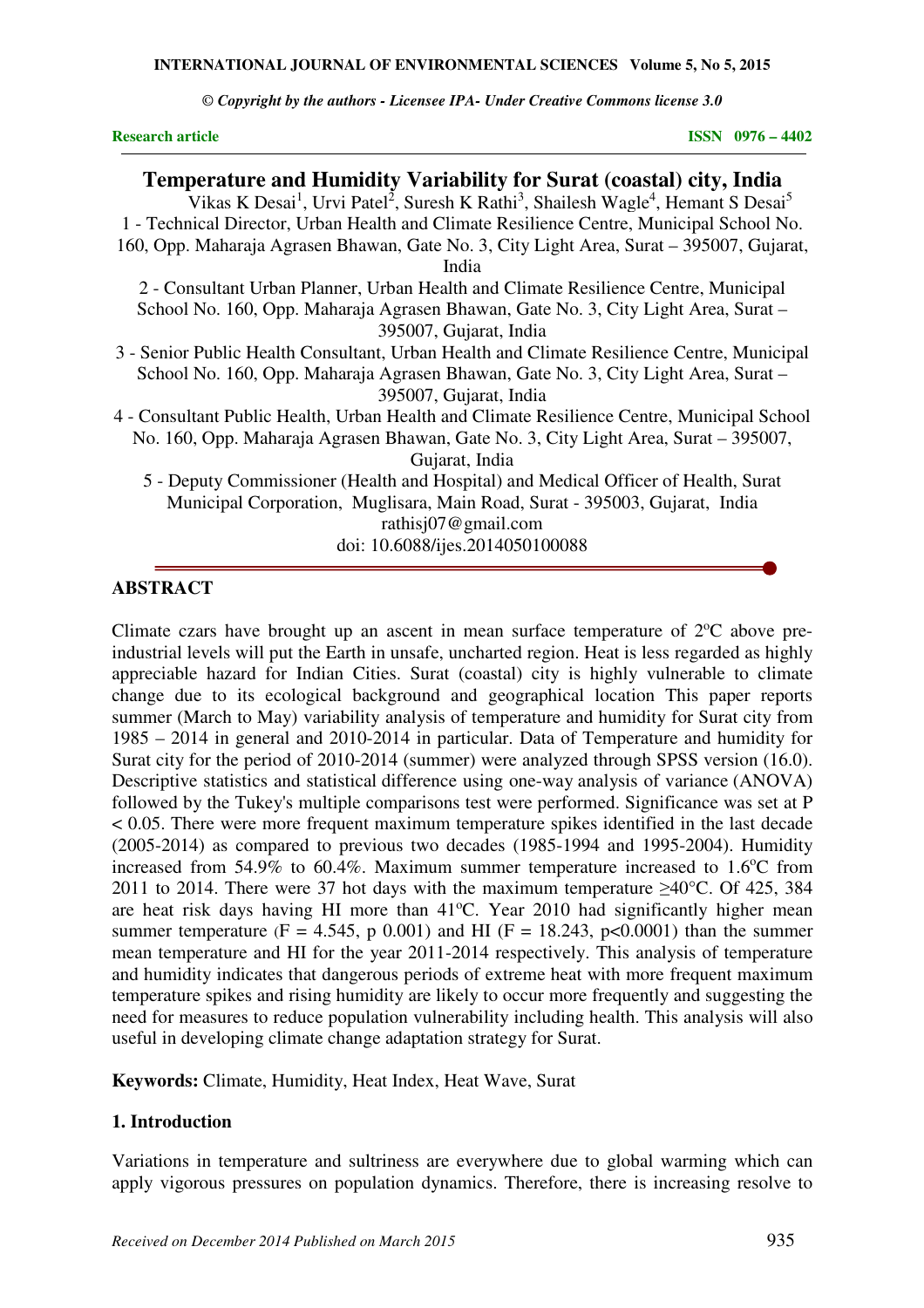**Research article**

**ISSN 0976 – 4402**

# Temperature and Humidity Variability for Surat (coastal) city, India

Vikas K Desai[1], Urvi Patel[2], Suresh K Rathi[3], Shailesh Wagle[4], Hemant S Desai[5]

1 - Technical Director, Urban Health and Climate Resilience Centre, Municipal School No. 160, Opp. Maharaja Agrasen Bhawan, Gate No. 3, City Light Area, Surat – 395007, Gujarat, India

2 - Consultant Urban Planner, Urban Health and Climate Resilience Centre, Municipal School No. 160, Opp. Maharaja Agrasen Bhawan, Gate No. 3, City Light Area, Surat – 395007, Gujarat, India

3 - Senior Public Health Consultant, Urban Health and Climate Resilience Centre, Municipal School No. 160, Opp. Maharaja Agrasen Bhawan, Gate No. 3, City Light Area, Surat – 395007, Gujarat, India

4 - Consultant Public Health, Urban Health and Climate Resilience Centre, Municipal School No. 160, Opp. Maharaja Agrasen Bhawan, Gate No. 3, City Light Area, Surat – 395007, Gujarat, India

5 - Deputy Commissioner (Health and Hospital) and Medical Officer of Health, Surat Municipal Corporation, Muglisara, Main Road, Surat - 395003, Gujarat, India

rathisj07@gmail.com

doi: 10.6088/ijes.2014050100088

## ABSTRACT

Climate czars have brought up an ascent in mean surface temperature of 2ºC above pre-industrial levels will put the Earth in unsafe, uncharted region. Heat is less regarded as highly appreciable hazard for Indian Cities. Surat (coastal) city is highly vulnerable to climate change due to its ecological background and geographical location This paper reports summer (March to May) variability analysis of temperature and humidity for Surat city from 1985 – 2014 in general and 2010-2014 in particular. Data of Temperature and humidity for Surat city for the period of 2010-2014 (summer) were analyzed through SPSS version (16.0). Descriptive statistics and statistical difference using one-way analysis of variance (ANOVA) followed by the Tukey's multiple comparisons test were performed. Significance was set at $P < 0.05$. There were more frequent maximum temperature spikes identified in the last decade (2005-2014) as compared to previous two decades (1985-1994 and 1995-2004). Humidity increased from 54.9% to 60.4%. Maximum summer temperature increased to 1.6ºC from 2011 to 2014. There were 37 hot days with the maximum temperature ≥40°C. Of 425, 384 are heat risk days having HI more than 41ºC. Year 2010 had significantly higher mean summer temperature ($F = 4.545$, p 0.001) and HI ($F = 18.243$, $p<0.0001$) than the summer mean temperature and HI for the year 2011-2014 respectively. This analysis of temperature and humidity indicates that dangerous periods of extreme heat with more frequent maximum temperature spikes and rising humidity are likely to occur more frequently and suggesting the need for measures to reduce population vulnerability including health. This analysis will also useful in developing climate change adaptation strategy for Surat.

**Keywords:** Climate, Humidity, Heat Index, Heat Wave, Surat

## 1. Introduction

Variations in temperature and sultriness are everywhere due to global warming which can apply vigorous pressures on population dynamics. Therefore, there is increasing resolve to

*Received on December 2014 Published on March 2015*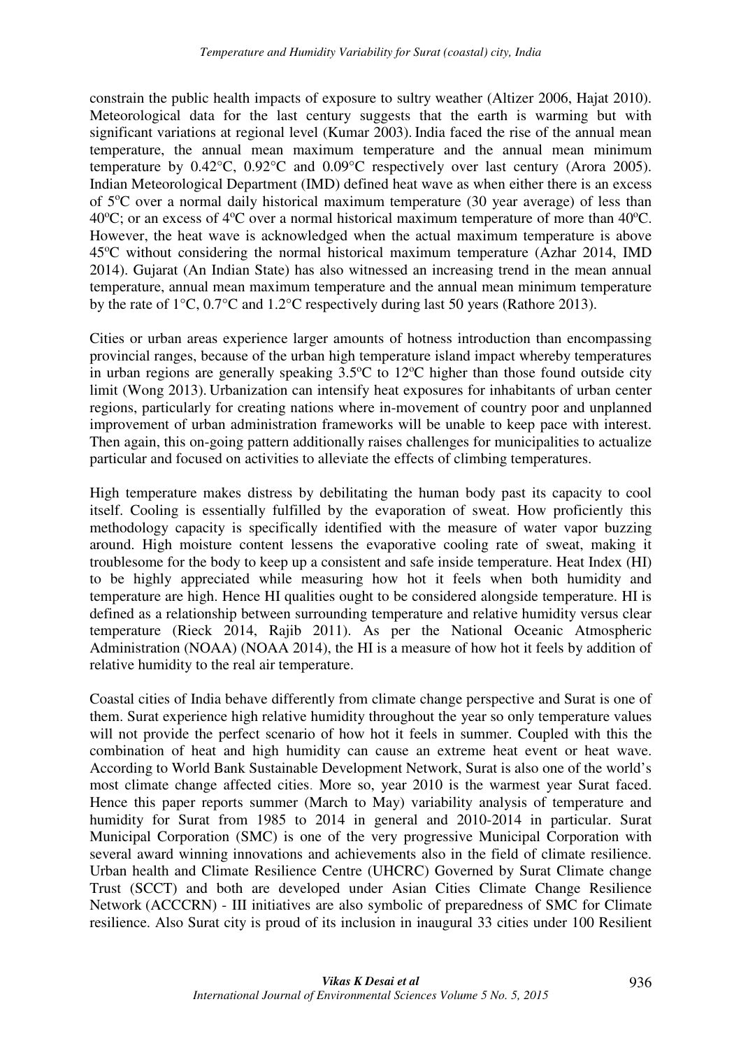constrain the public health impacts of exposure to sultry weather (Altizer 2006, Hajat 2010). Meteorological data for the last century suggests that the earth is warming but with significant variations at regional level (Kumar 2003). India faced the rise of the annual mean temperature, the annual mean maximum temperature and the annual mean minimum temperature by 0.42°C, 0.92°C and 0.09°C respectively over last century (Arora 2005). Indian Meteorological Department (IMD) defined heat wave as when either there is an excess of 5ºC over a normal daily historical maximum temperature (30 year average) of less than 40ºC; or an excess of 4ºC over a normal historical maximum temperature of more than 40ºC. However, the heat wave is acknowledged when the actual maximum temperature is above 45ºC without considering the normal historical maximum temperature (Azhar 2014, IMD 2014). Gujarat (An Indian State) has also witnessed an increasing trend in the mean annual temperature, annual mean maximum temperature and the annual mean minimum temperature by the rate of 1°C, 0.7°C and 1.2°C respectively during last 50 years (Rathore 2013).

Cities or urban areas experience larger amounts of hotness introduction than encompassing provincial ranges, because of the urban high temperature island impact whereby temperatures in urban regions are generally speaking 3.5ºC to 12ºC higher than those found outside city limit (Wong 2013). Urbanization can intensify heat exposures for inhabitants of urban center regions, particularly for creating nations where in-movement of country poor and unplanned improvement of urban administration frameworks will be unable to keep pace with interest. Then again, this on-going pattern additionally raises challenges for municipalities to actualize particular and focused on activities to alleviate the effects of climbing temperatures.

High temperature makes distress by debilitating the human body past its capacity to cool itself. Cooling is essentially fulfilled by the evaporation of sweat. How proficiently this methodology capacity is specifically identified with the measure of water vapor buzzing around. High moisture content lessens the evaporative cooling rate of sweat, making it troublesome for the body to keep up a consistent and safe inside temperature. Heat Index (HI) to be highly appreciated while measuring how hot it feels when both humidity and temperature are high. Hence HI qualities ought to be considered alongside temperature. HI is defined as a relationship between surrounding temperature and relative humidity versus clear temperature (Rieck 2014, Rajib 2011). As per the National Oceanic Atmospheric Administration (NOAA) (NOAA 2014), the HI is a measure of how hot it feels by addition of relative humidity to the real air temperature.

Coastal cities of India behave differently from climate change perspective and Surat is one of them. Surat experience high relative humidity throughout the year so only temperature values will not provide the perfect scenario of how hot it feels in summer. Coupled with this the combination of heat and high humidity can cause an extreme heat event or heat wave. According to World Bank Sustainable Development Network, Surat is also one of the world's most climate change affected cities. More so, year 2010 is the warmest year Surat faced. Hence this paper reports summer (March to May) variability analysis of temperature and humidity for Surat from 1985 to 2014 in general and 2010-2014 in particular. Surat Municipal Corporation (SMC) is one of the very progressive Municipal Corporation with several award winning innovations and achievements also in the field of climate resilience. Urban health and Climate Resilience Centre (UHCRC) Governed by Surat Climate change Trust (SCCT) and both are developed under Asian Cities Climate Change Resilience Network (ACCCRN) - III initiatives are also symbolic of preparedness of SMC for Climate resilience. Also Surat city is proud of its inclusion in inaugural 33 cities under 100 Resilient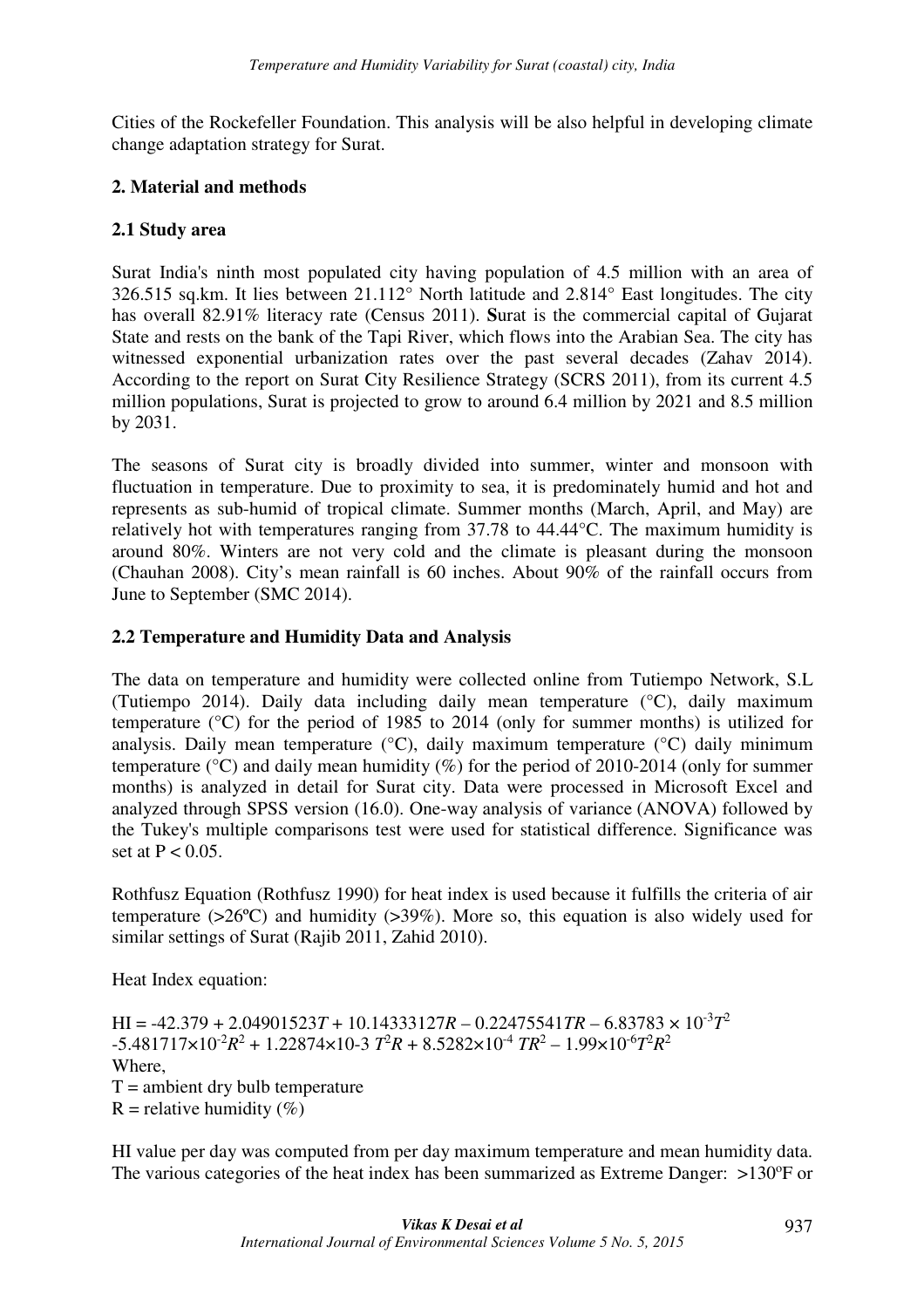Cities of the Rockefeller Foundation. This analysis will be also helpful in developing climate change adaptation strategy for Surat.

## 2. Material and methods

### 2.1 Study area

Surat India's ninth most populated city having population of 4.5 million with an area of 326.515 sq.km. It lies between 21.112° North latitude and 2.814° East longitudes. The city has overall 82.91% literacy rate (Census 2011). **S**urat is the commercial capital of Gujarat State and rests on the bank of the Tapi River, which flows into the Arabian Sea. The city has witnessed exponential urbanization rates over the past several decades (Zahav 2014). According to the report on Surat City Resilience Strategy (SCRS 2011), from its current 4.5 million populations, Surat is projected to grow to around 6.4 million by 2021 and 8.5 million by 2031.

The seasons of Surat city is broadly divided into summer, winter and monsoon with fluctuation in temperature. Due to proximity to sea, it is predominately humid and hot and represents as sub-humid of tropical climate. Summer months (March, April, and May) are relatively hot with temperatures ranging from 37.78 to 44.44°C. The maximum humidity is around 80%. Winters are not very cold and the climate is pleasant during the monsoon (Chauhan 2008). City's mean rainfall is 60 inches. About 90% of the rainfall occurs from June to September (SMC 2014).

### 2.2 Temperature and Humidity Data and Analysis

The data on temperature and humidity were collected online from Tutiempo Network, S.L (Tutiempo 2014). Daily data including daily mean temperature (°C), daily maximum temperature (°C) for the period of 1985 to 2014 (only for summer months) is utilized for analysis. Daily mean temperature (°C), daily maximum temperature (°C) daily minimum temperature (°C) and daily mean humidity (%) for the period of 2010-2014 (only for summer months) is analyzed in detail for Surat city. Data were processed in Microsoft Excel and analyzed through SPSS version (16.0). One-way analysis of variance (ANOVA) followed by the Tukey's multiple comparisons test were used for statistical difference. Significance was set at $P < 0.05$.

Rothfusz Equation (Rothfusz 1990) for heat index is used because it fulfills the criteria of air temperature (>26ºC) and humidity (>39%). More so, this equation is also widely used for similar settings of Surat (Rajib 2011, Zahid 2010).

Heat Index equation:

$$HI = -42.379 + 2.04901523T + 10.14333127R - 0.22475541TR - 6.83783 \times 10^{-3}T^2 - 5.481717\times10^{-2}R^2 + 1.22874\times10^{-3}\, T^2R + 8.5282\times10^{-4}\, TR^2 - 1.99\times10^{-6}T^2R^2$$

Where,
$T$ = ambient dry bulb temperature
$R$ = relative humidity (%)

HI value per day was computed from per day maximum temperature and mean humidity data. The various categories of the heat index has been summarized as Extreme Danger: >130ºF or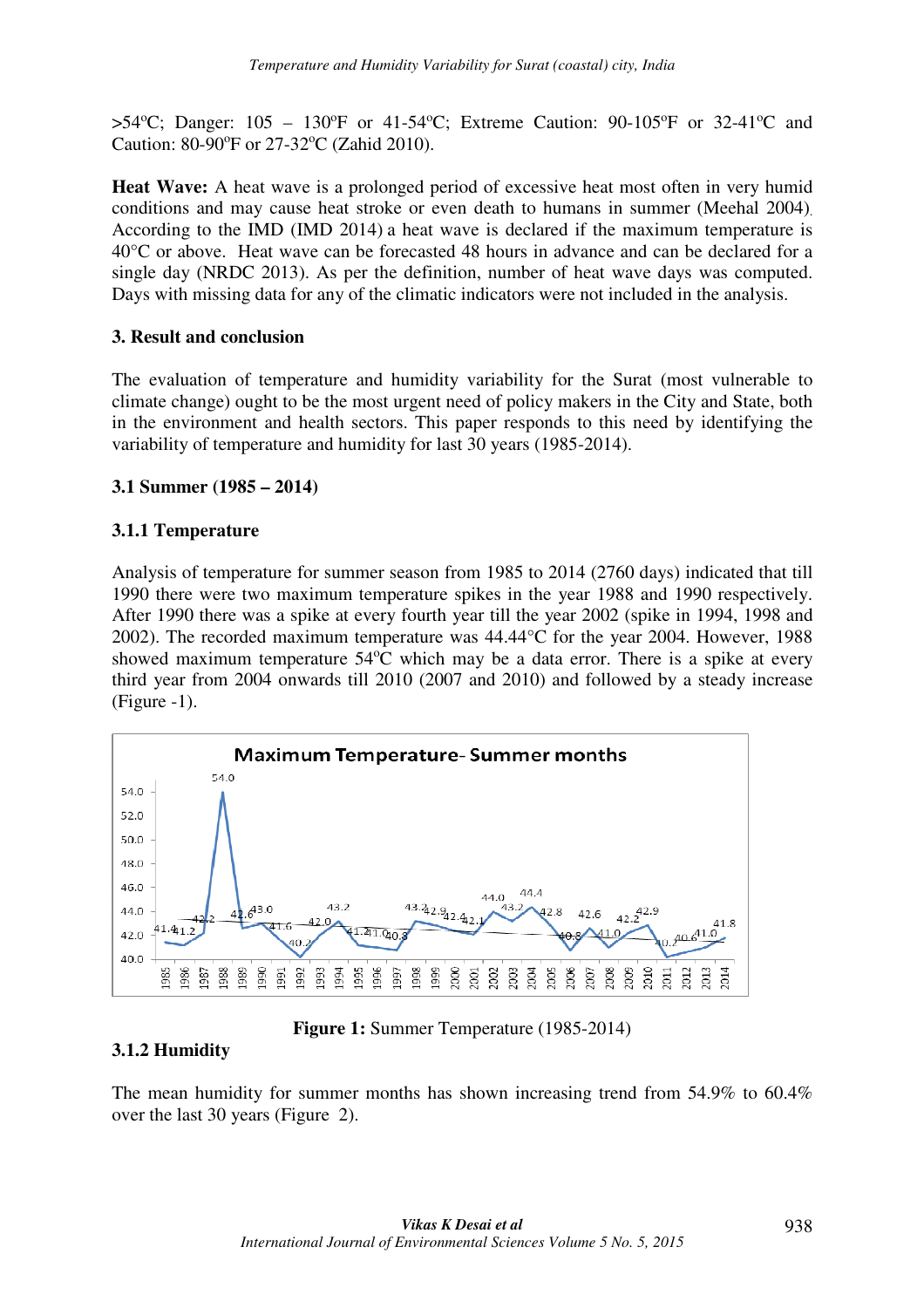>54ºC; Danger: 105 – 130ºF or 41-54ºC; Extreme Caution: 90-105ºF or 32-41ºC and Caution: 80-90ºF or 27-32ºC (Zahid 2010).

**Heat Wave:** A heat wave is a prolonged period of excessive heat most often in very humid conditions and may cause heat stroke or even death to humans in summer (Meehal 2004). According to the IMD (IMD 2014) a heat wave is declared if the maximum temperature is 40°C or above. Heat wave can be forecasted 48 hours in advance and can be declared for a single day (NRDC 2013). As per the definition, number of heat wave days was computed. Days with missing data for any of the climatic indicators were not included in the analysis.

## 3. Result and conclusion

The evaluation of temperature and humidity variability for the Surat (most vulnerable to climate change) ought to be the most urgent need of policy makers in the City and State, both in the environment and health sectors. This paper responds to this need by identifying the variability of temperature and humidity for last 30 years (1985-2014).

### 3.1 Summer (1985 – 2014)

#### 3.1.1 Temperature

Analysis of temperature for summer season from 1985 to 2014 (2760 days) indicated that till 1990 there were two maximum temperature spikes in the year 1988 and 1990 respectively. After 1990 there was a spike at every fourth year till the year 2002 (spike in 1994, 1998 and 2002). The recorded maximum temperature was 44.44°C for the year 2004. However, 1988 showed maximum temperature 54ºC which may be a data error. There is a spike at every third year from 2004 onwards till 2010 (2007 and 2010) and followed by a steady increase (Figure -1).

**Figure 1:** Summer Temperature (1985-2014)

#### 3.1.2 Humidity

The mean humidity for summer months has shown increasing trend from 54.9% to 60.4% over the last 30 years (Figure 2).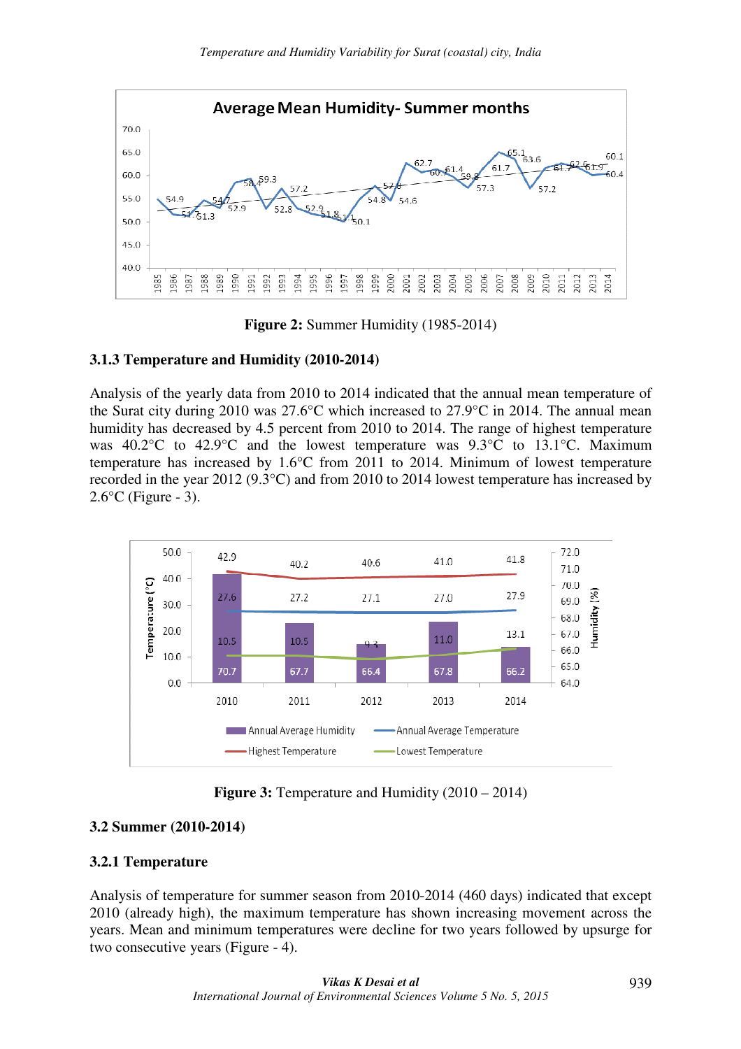Figure 2: Summer Humidity (1985-2014)

### 3.1.3 Temperature and Humidity (2010-2014)

Analysis of the yearly data from 2010 to 2014 indicated that the annual mean temperature of the Surat city during 2010 was 27.6°C which increased to 27.9°C in 2014. The annual mean humidity has decreased by 4.5 percent from 2010 to 2014. The range of highest temperature was 40.2°C to 42.9°C and the lowest temperature was 9.3°C to 13.1°C. Maximum temperature has increased by 1.6°C from 2011 to 2014. Minimum of lowest temperature recorded in the year 2012 (9.3°C) and from 2010 to 2014 lowest temperature has increased by 2.6°C (Figure - 3).

Figure 3: Temperature and Humidity (2010 – 2014)

## 3.2 Summer (2010-2014)

### 3.2.1 Temperature

Analysis of temperature for summer season from 2010-2014 (460 days) indicated that except 2010 (already high), the maximum temperature has shown increasing movement across the years. Mean and minimum temperatures were decline for two years followed by upsurge for two consecutive years (Figure - 4).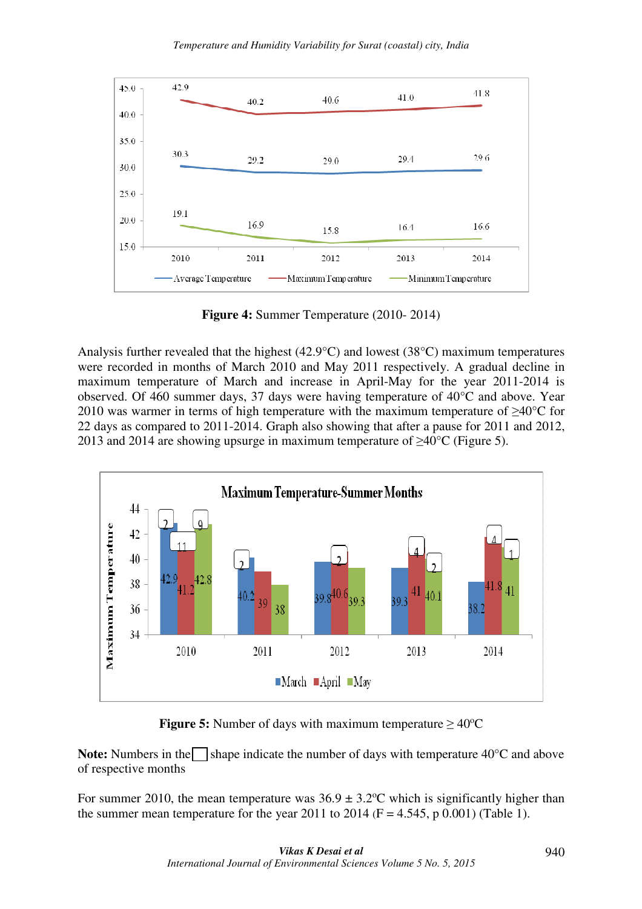**Figure 4:** Summer Temperature (2010- 2014)

Analysis further revealed that the highest (42.9°C) and lowest (38°C) maximum temperatures were recorded in months of March 2010 and May 2011 respectively. A gradual decline in maximum temperature of March and increase in April-May for the year 2011-2014 is observed. Of 460 summer days, 37 days were having temperature of 40°C and above. Year 2010 was warmer in terms of high temperature with the maximum temperature of ≥40°C for 22 days as compared to 2011-2014. Graph also showing that after a pause for 2011 and 2012, 2013 and 2014 are showing upsurge in maximum temperature of ≥40°C (Figure 5).

**Figure 5:** Number of days with maximum temperature ≥ 40ºC

**Note:** Numbers in the ☐ shape indicate the number of days with temperature 40°C and above of respective months

For summer 2010, the mean temperature was 36.9 ± 3.2ºC which is significantly higher than the summer mean temperature for the year 2011 to 2014 (F = 4.545, p 0.001) (Table 1).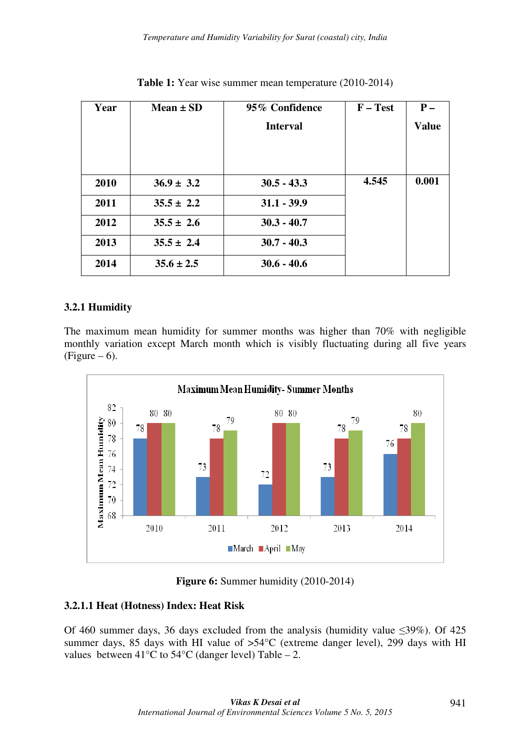**Table 1:** Year wise summer mean temperature (2010-2014)

| Year | Mean ± SD | 95% Confidence Interval | F – Test | P – Value |
|---|---|---|---|---|
| 2010 | 36.9 ± 3.2 | 30.5 - 43.3 | 4.545 | 0.001 |
| 2011 | 35.5 ± 2.2 | 31.1 - 39.9 | | |
| 2012 | 35.5 ± 2.6 | 30.3 - 40.7 | | |
| 2013 | 35.5 ± 2.4 | 30.7 - 40.3 | | |
| 2014 | 35.6 ± 2.5 | 30.6 - 40.6 | | |

### 3.2.1 Humidity

The maximum mean humidity for summer months was higher than 70% with negligible monthly variation except March month which is visibly fluctuating during all five years (Figure – 6).

**Figure 6:** Summer humidity (2010-2014)

#### 3.2.1.1 Heat (Hotness) Index: Heat Risk

Of 460 summer days, 36 days excluded from the analysis (humidity value ≤39%). Of 425 summer days, 85 days with HI value of >54°C (extreme danger level), 299 days with HI values between 41°C to 54°C (danger level) Table – 2.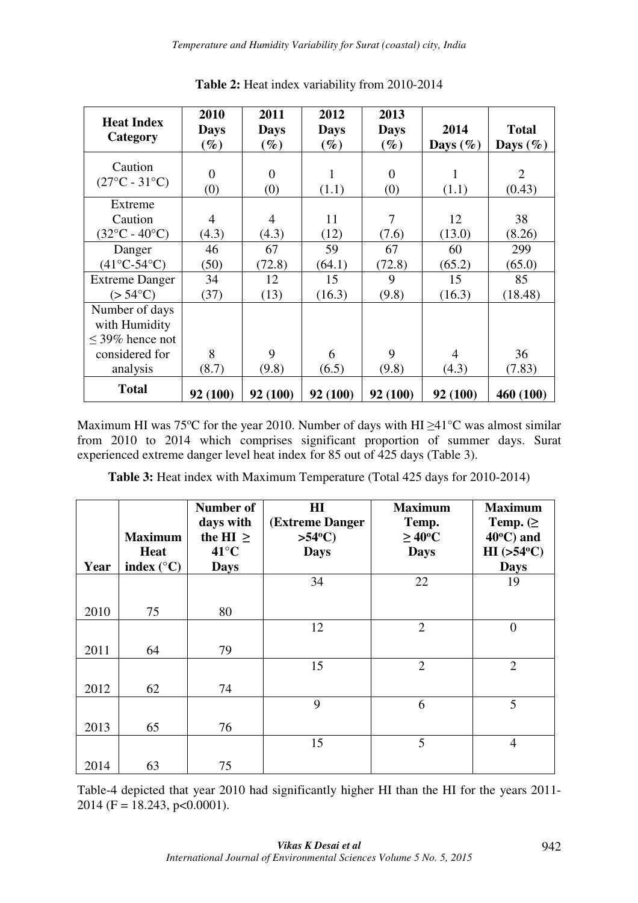**Table 2:** Heat index variability from 2010-2014

| Heat Index Category | 2010 Days (%) | 2011 Days (%) | 2012 Days (%) | 2013 Days (%) | 2014 Days (%) | Total Days (%) |
|---|---|---|---|---|---|---|
| Caution (27°C - 31°C) | 0 (0) | 0 (0) | 1 (1.1) | 0 (0) | 1 (1.1) | 2 (0.43) |
| Extreme Caution (32°C - 40°C) | 4 (4.3) | 4 (4.3) | 11 (12) | 7 (7.6) | 12 (13.0) | 38 (8.26) |
| Danger (41°C-54°C) | 46 (50) | 67 (72.8) | 59 (64.1) | 67 (72.8) | 60 (65.2) | 299 (65.0) |
| Extreme Danger (> 54°C) | 34 (37) | 12 (13) | 15 (16.3) | 9 (9.8) | 15 (16.3) | 85 (18.48) |
| Number of days with Humidity ≤ 39% hence not considered for analysis | 8 (8.7) | 9 (9.8) | 6 (6.5) | 9 (9.8) | 4 (4.3) | 36 (7.83) |
| **Total** | **92 (100)** | **92 (100)** | **92 (100)** | **92 (100)** | **92 (100)** | **460 (100)** |

Maximum HI was 75°C for the year 2010. Number of days with HI ≥41°C was almost similar from 2010 to 2014 which comprises significant proportion of summer days. Surat experienced extreme danger level heat index for 85 out of 425 days (Table 3).

**Table 3:** Heat index with Maximum Temperature (Total 425 days for 2010-2014)

| Year | Maximum Heat index (°C) | Number of days with the HI ≥ 41°C Days | HI (Extreme Danger >54°C) Days | Maximum Temp. ≥ 40°C Days | Maximum Temp. (≥ 40°C) and HI (>54°C) Days |
|---|---|---|---|---|---|
| 2010 | 75 | 80 | 34 | 22 | 19 |
| 2011 | 64 | 79 | 12 | 2 | 0 |
| 2012 | 62 | 74 | 15 | 2 | 2 |
| 2013 | 65 | 76 | 9 | 6 | 5 |
| 2014 | 63 | 75 | 15 | 5 | 4 |

Table-4 depicted that year 2010 had significantly higher HI than the HI for the years 2011-2014 ($F = 18.243$, $p<0.0001$).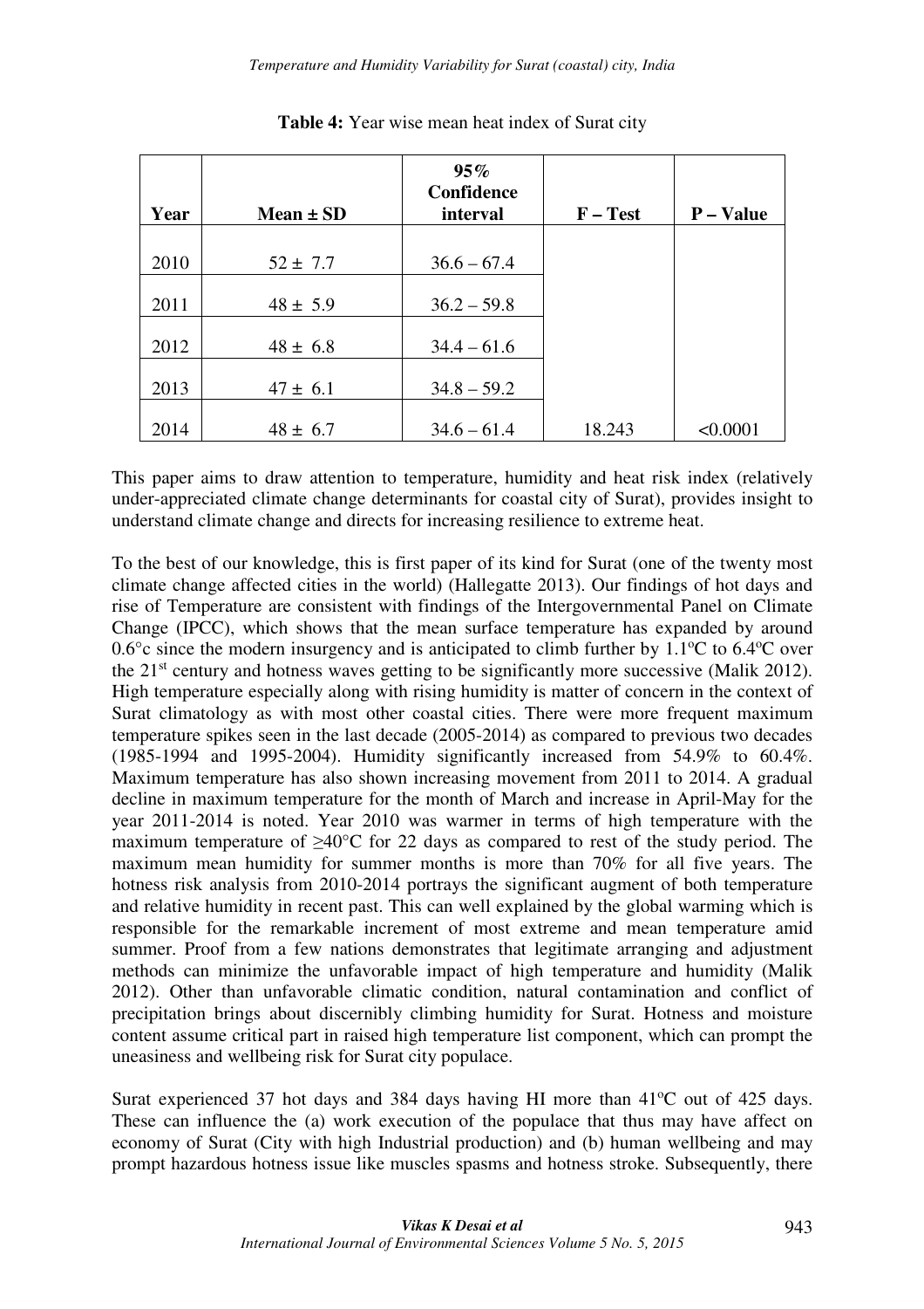**Table 4:** Year wise mean heat index of Surat city

| Year | Mean ± SD | 95% Confidence interval | F – Test | P – Value |
|---|---|---|---|---|
| 2010 | 52 ± 7.7 | 36.6 – 67.4 | | |
| 2011 | 48 ± 5.9 | 36.2 – 59.8 | | |
| 2012 | 48 ± 6.8 | 34.4 – 61.6 | | |
| 2013 | 47 ± 6.1 | 34.8 – 59.2 | | |
| 2014 | 48 ± 6.7 | 34.6 – 61.4 | 18.243 | <0.0001 |

This paper aims to draw attention to temperature, humidity and heat risk index (relatively under-appreciated climate change determinants for coastal city of Surat), provides insight to understand climate change and directs for increasing resilience to extreme heat.

To the best of our knowledge, this is first paper of its kind for Surat (one of the twenty most climate change affected cities in the world) (Hallegatte 2013). Our findings of hot days and rise of Temperature are consistent with findings of the Intergovernmental Panel on Climate Change (IPCC), which shows that the mean surface temperature has expanded by around 0.6°c since the modern insurgency and is anticipated to climb further by 1.1°C to 6.4°C over the 21st century and hotness waves getting to be significantly more successive (Malik 2012). High temperature especially along with rising humidity is matter of concern in the context of Surat climatology as with most other coastal cities. There were more frequent maximum temperature spikes seen in the last decade (2005-2014) as compared to previous two decades (1985-1994 and 1995-2004). Humidity significantly increased from 54.9% to 60.4%. Maximum temperature has also shown increasing movement from 2011 to 2014. A gradual decline in maximum temperature for the month of March and increase in April-May for the year 2011-2014 is noted. Year 2010 was warmer in terms of high temperature with the maximum temperature of ≥40°C for 22 days as compared to rest of the study period. The maximum mean humidity for summer months is more than 70% for all five years. The hotness risk analysis from 2010-2014 portrays the significant augment of both temperature and relative humidity in recent past. This can well explained by the global warming which is responsible for the remarkable increment of most extreme and mean temperature amid summer. Proof from a few nations demonstrates that legitimate arranging and adjustment methods can minimize the unfavorable impact of high temperature and humidity (Malik 2012). Other than unfavorable climatic condition, natural contamination and conflict of precipitation brings about discernibly climbing humidity for Surat. Hotness and moisture content assume critical part in raised high temperature list component, which can prompt the uneasiness and wellbeing risk for Surat city populace.

Surat experienced 37 hot days and 384 days having HI more than 41°C out of 425 days. These can influence the (a) work execution of the populace that thus may have affect on economy of Surat (City with high Industrial production) and (b) human wellbeing and may prompt hazardous hotness issue like muscles spasms and hotness stroke. Subsequently, there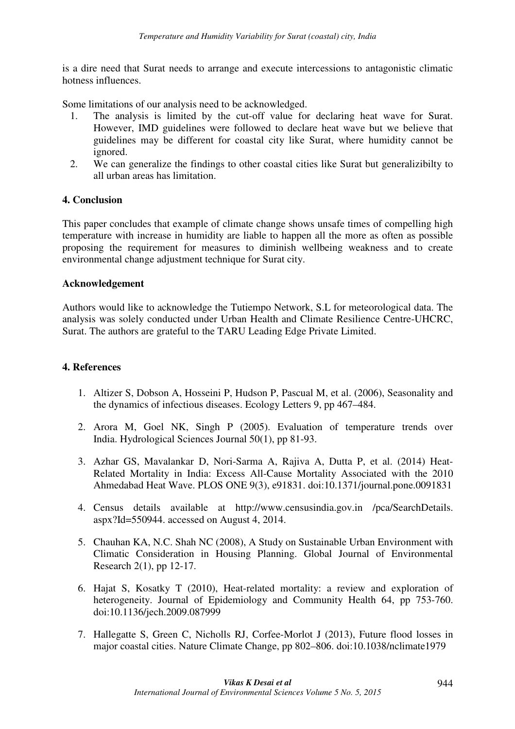is a dire need that Surat needs to arrange and execute intercessions to antagonistic climatic hotness influences.

Some limitations of our analysis need to be acknowledged.

1. The analysis is limited by the cut-off value for declaring heat wave for Surat. However, IMD guidelines were followed to declare heat wave but we believe that guidelines may be different for coastal city like Surat, where humidity cannot be ignored.
2. We can generalize the findings to other coastal cities like Surat but generalizibilty to all urban areas has limitation.

## 4. Conclusion

This paper concludes that example of climate change shows unsafe times of compelling high temperature with increase in humidity are liable to happen all the more as often as possible proposing the requirement for measures to diminish wellbeing weakness and to create environmental change adjustment technique for Surat city.

## Acknowledgement

Authors would like to acknowledge the Tutiempo Network, S.L for meteorological data. The analysis was solely conducted under Urban Health and Climate Resilience Centre-UHCRC, Surat. The authors are grateful to the TARU Leading Edge Private Limited.

## 4. References

1. Altizer S, Dobson A, Hosseini P, Hudson P, Pascual M, et al. (2006), Seasonality and the dynamics of infectious diseases. Ecology Letters 9, pp 467–484.
2. Arora M, Goel NK, Singh P (2005). Evaluation of temperature trends over India. Hydrological Sciences Journal 50(1), pp 81-93.
3. Azhar GS, Mavalankar D, Nori-Sarma A, Rajiva A, Dutta P, et al. (2014) Heat-Related Mortality in India: Excess All-Cause Mortality Associated with the 2010 Ahmedabad Heat Wave. PLOS ONE 9(3), e91831. doi:10.1371/journal.pone.0091831
4. Census details available at http://www.censusindia.gov.in /pca/SearchDetails. aspx?Id=550944. accessed on August 4, 2014.
5. Chauhan KA, N.C. Shah NC (2008), A Study on Sustainable Urban Environment with Climatic Consideration in Housing Planning. Global Journal of Environmental Research 2(1), pp 12-17.
6. Hajat S, Kosatky T (2010), Heat-related mortality: a review and exploration of heterogeneity. Journal of Epidemiology and Community Health 64, pp 753-760. doi:10.1136/jech.2009.087999
7. Hallegatte S, Green C, Nicholls RJ, Corfee-Morlot J (2013), Future flood losses in major coastal cities. Nature Climate Change, pp 802–806. doi:10.1038/nclimate1979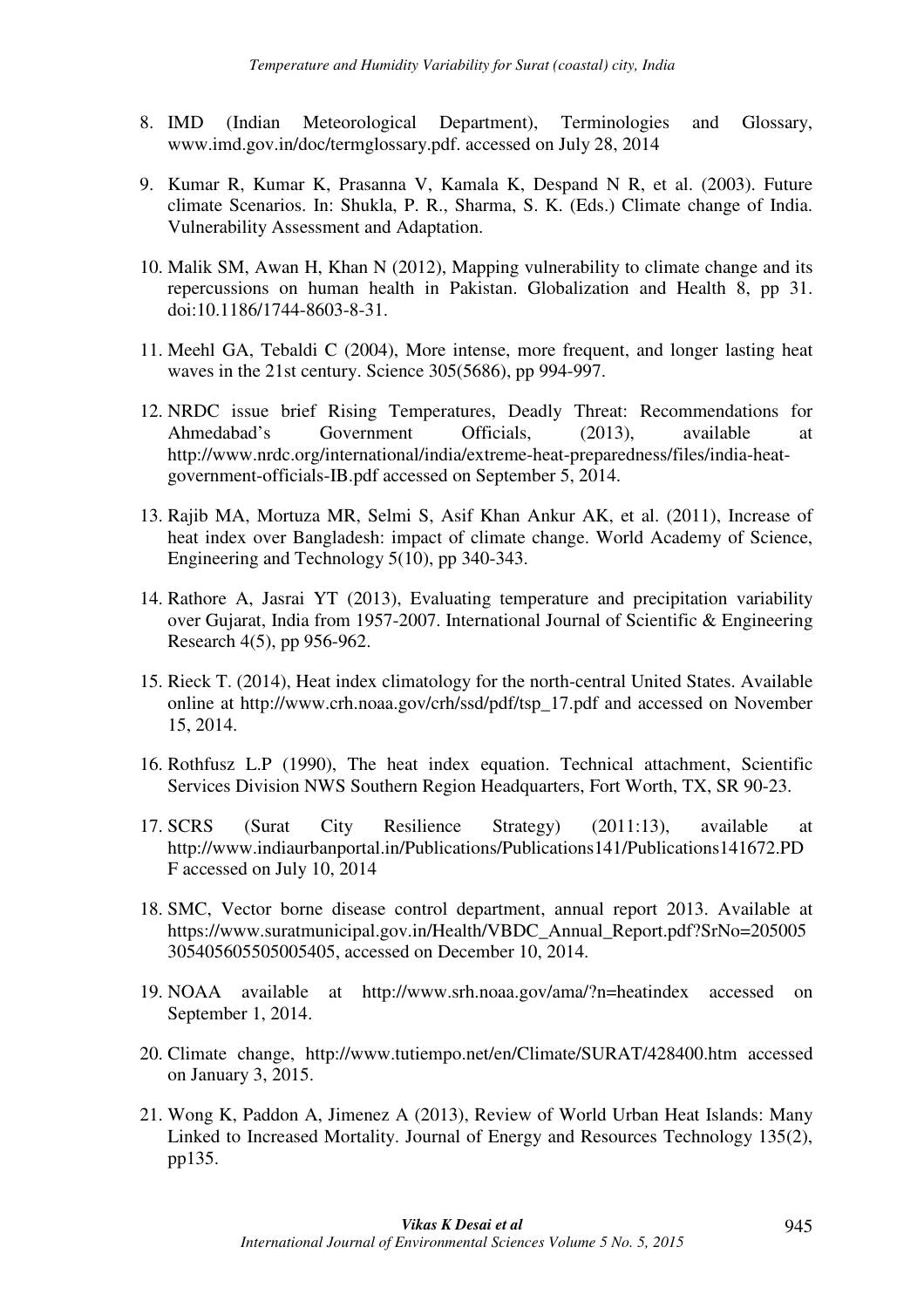8. IMD (Indian Meteorological Department), Terminologies and Glossary, www.imd.gov.in/doc/termglossary.pdf. accessed on July 28, 2014

9. Kumar R, Kumar K, Prasanna V, Kamala K, Despand N R, et al. (2003). Future climate Scenarios. In: Shukla, P. R., Sharma, S. K. (Eds.) Climate change of India. Vulnerability Assessment and Adaptation.

10. Malik SM, Awan H, Khan N (2012), Mapping vulnerability to climate change and its repercussions on human health in Pakistan. Globalization and Health 8, pp 31. doi:10.1186/1744-8603-8-31.

11. Meehl GA, Tebaldi C (2004), More intense, more frequent, and longer lasting heat waves in the 21st century. Science 305(5686), pp 994-997.

12. NRDC issue brief Rising Temperatures, Deadly Threat: Recommendations for Ahmedabad's Government Officials, (2013), available at http://www.nrdc.org/international/india/extreme-heat-preparedness/files/india-heat-government-officials-IB.pdf accessed on September 5, 2014.

13. Rajib MA, Mortuza MR, Selmi S, Asif Khan Ankur AK, et al. (2011), Increase of heat index over Bangladesh: impact of climate change. World Academy of Science, Engineering and Technology 5(10), pp 340-343.

14. Rathore A, Jasrai YT (2013), Evaluating temperature and precipitation variability over Gujarat, India from 1957-2007. International Journal of Scientific & Engineering Research 4(5), pp 956-962.

15. Rieck T. (2014), Heat index climatology for the north-central United States. Available online at http://www.crh.noaa.gov/crh/ssd/pdf/tsp_17.pdf and accessed on November 15, 2014.

16. Rothfusz L.P (1990), The heat index equation. Technical attachment, Scientific Services Division NWS Southern Region Headquarters, Fort Worth, TX, SR 90-23.

17. SCRS (Surat City Resilience Strategy) (2011:13), available at http://www.indiaurbanportal.in/Publications/Publications141/Publications141672.PDF accessed on July 10, 2014

18. SMC, Vector borne disease control department, annual report 2013. Available at https://www.suratmunicipal.gov.in/Health/VBDC_Annual_Report.pdf?SrNo=205005305405605505005405, accessed on December 10, 2014.

19. NOAA available at http://www.srh.noaa.gov/ama/?n=heatindex accessed on September 1, 2014.

20. Climate change, http://www.tutiempo.net/en/Climate/SURAT/428400.htm accessed on January 3, 2015.

21. Wong K, Paddon A, Jimenez A (2013), Review of World Urban Heat Islands: Many Linked to Increased Mortality. Journal of Energy and Resources Technology 135(2), pp135.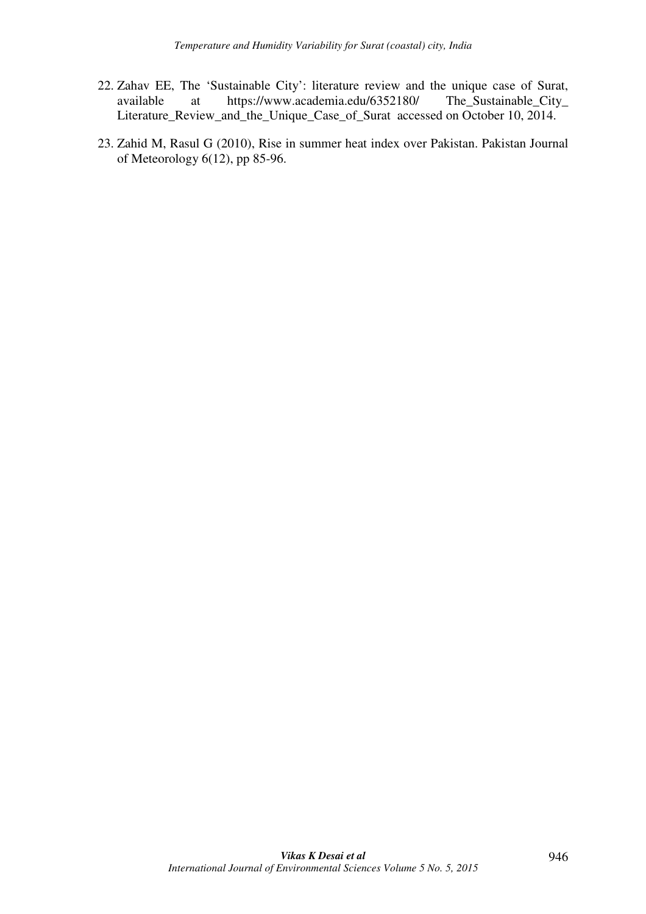22. Zahav EE, The 'Sustainable City': literature review and the unique case of Surat, available at https://www.academia.edu/6352180/ The_Sustainable_City_ Literature_Review_and_the_Unique_Case_of_Surat accessed on October 10, 2014.

23. Zahid M, Rasul G (2010), Rise in summer heat index over Pakistan. Pakistan Journal of Meteorology 6(12), pp 85-96.